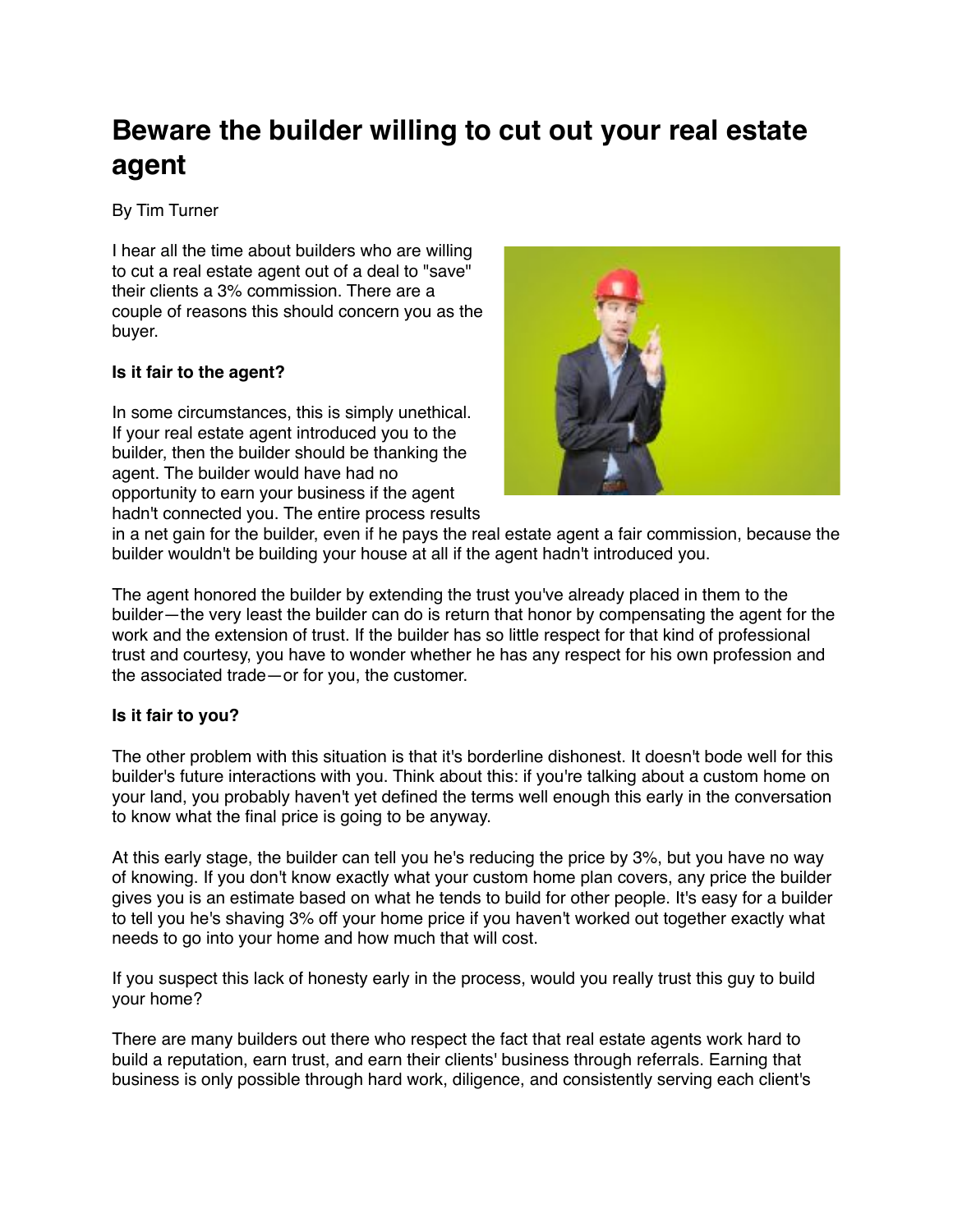# Beware the builder willing to cut out your real estate agent

By Tim Turner

I hear all the time about builders who are willing to cut a real estate agent out of a deal to "save" their clients a 3% commission. There are a couple of reasons this should concern you as the buyer.

**Is it fair to the agent?**

In some circumstances, this is simply unethical. If your real estate agent introduced you to the builder, then the builder should be thanking the agent. The builder would have had no opportunity to earn your business if the agent hadn't connected you. The entire process results in a net gain for the builder, even if he pays the real estate agent a fair commission, because the builder wouldn't be building your house at all if the agent hadn't introduced you.

The agent honored the builder by extending the trust you've already placed in them to the builder—the very least the builder can do is return that honor by compensating the agent for the work and the extension of trust. If the builder has so little respect for that kind of professional trust and courtesy, you have to wonder whether he has any respect for his own profession and the associated trade—or for you, the customer.

**Is it fair to you?**

The other problem with this situation is that it's borderline dishonest. It doesn't bode well for this builder's future interactions with you. Think about this: if you're talking about a custom home on your land, you probably haven't yet defined the terms well enough this early in the conversation to know what the final price is going to be anyway.

At this early stage, the builder can tell you he's reducing the price by 3%, but you have no way of knowing. If you don't know exactly what your custom home plan covers, any price the builder gives you is an estimate based on what he tends to build for other people. It's easy for a builder to tell you he's shaving 3% off your home price if you haven't worked out together exactly what needs to go into your home and how much that will cost.

If you suspect this lack of honesty early in the process, would you really trust this guy to build your home?

There are many builders out there who respect the fact that real estate agents work hard to build a reputation, earn trust, and earn their clients' business through referrals. Earning that business is only possible through hard work, diligence, and consistently serving each client's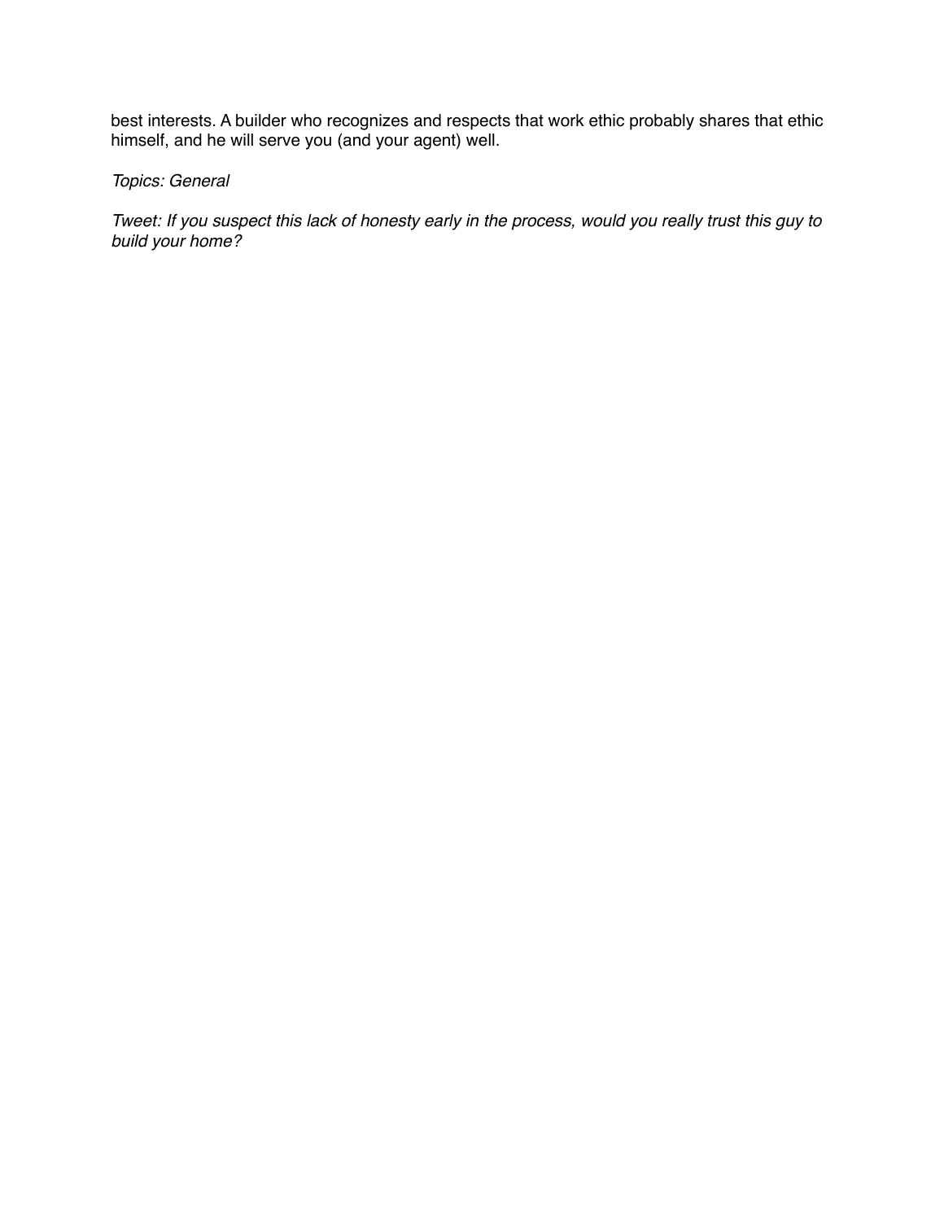best interests. A builder who recognizes and respects that work ethic probably shares that ethic himself, and he will serve you (and your agent) well.

*Topics: General*

*Tweet: If you suspect this lack of honesty early in the process, would you really trust this guy to build your home?*